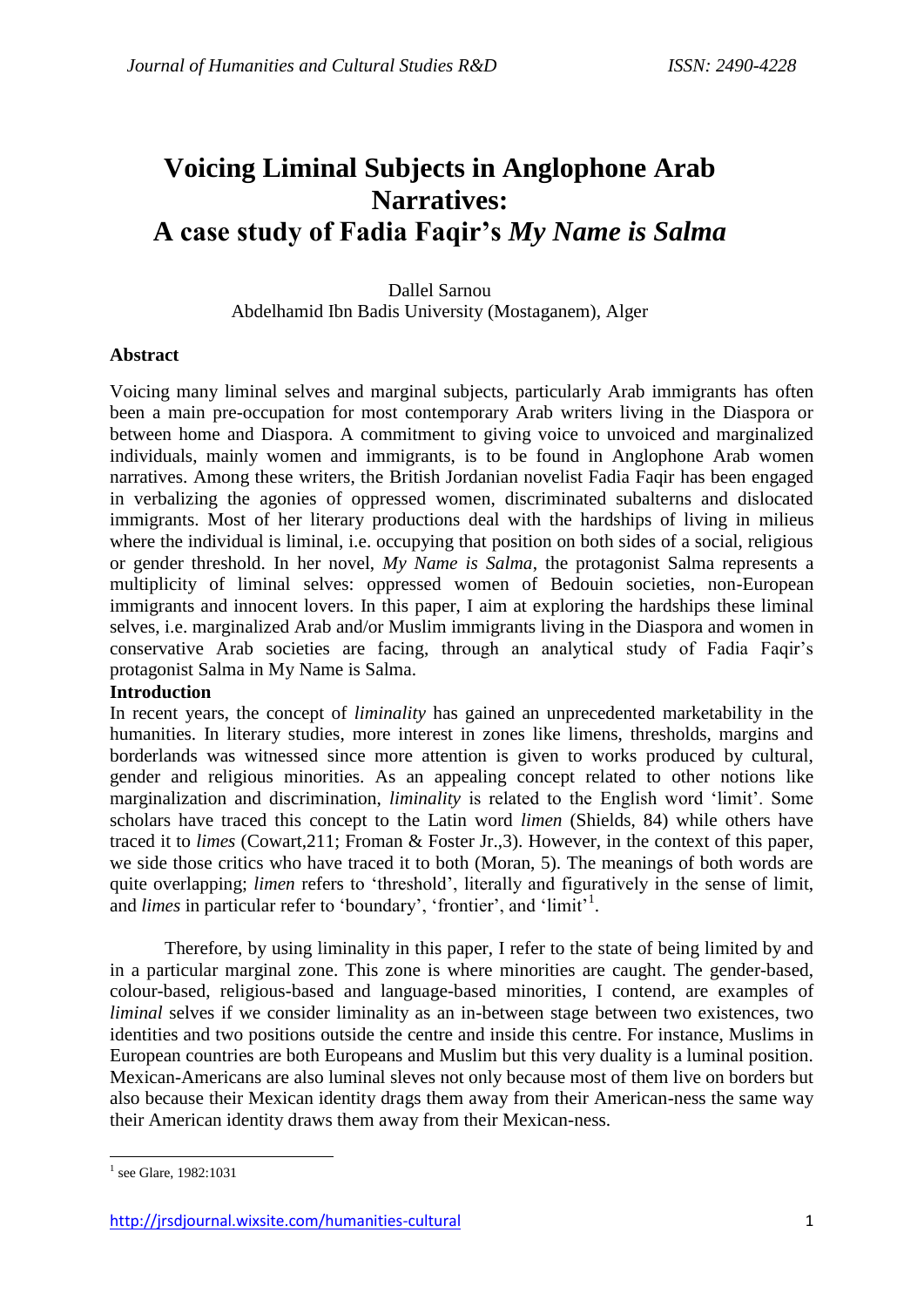# Voicing Liminal Subjects in Anglophone Arab Narratives: A case study of Fadia Faqir's *My Name is Salma*

Dallel Sarnou
Abdelhamid Ibn Badis University (Mostaganem), Alger

## Abstract

Voicing many liminal selves and marginal subjects, particularly Arab immigrants has often been a main pre-occupation for most contemporary Arab writers living in the Diaspora or between home and Diaspora. A commitment to giving voice to unvoiced and marginalized individuals, mainly women and immigrants, is to be found in Anglophone Arab women narratives. Among these writers, the British Jordanian novelist Fadia Faqir has been engaged in verbalizing the agonies of oppressed women, discriminated subalterns and dislocated immigrants. Most of her literary productions deal with the hardships of living in milieus where the individual is liminal, i.e. occupying that position on both sides of a social, religious or gender threshold. In her novel, *My Name is Salma*, the protagonist Salma represents a multiplicity of liminal selves: oppressed women of Bedouin societies, non-European immigrants and innocent lovers. In this paper, I aim at exploring the hardships these liminal selves, i.e. marginalized Arab and/or Muslim immigrants living in the Diaspora and women in conservative Arab societies are facing, through an analytical study of Fadia Faqir's protagonist Salma in My Name is Salma.

## Introduction

In recent years, the concept of *liminality* has gained an unprecedented marketability in the humanities. In literary studies, more interest in zones like limens, thresholds, margins and borderlands was witnessed since more attention is given to works produced by cultural, gender and religious minorities. As an appealing concept related to other notions like marginalization and discrimination, *liminality* is related to the English word 'limit'. Some scholars have traced this concept to the Latin word *limen* (Shields, 84) while others have traced it to *limes* (Cowart,211; Froman & Foster Jr.,3). However, in the context of this paper, we side those critics who have traced it to both (Moran, 5). The meanings of both words are quite overlapping; *limen* refers to 'threshold', literally and figuratively in the sense of limit, and *limes* in particular refer to 'boundary', 'frontier', and 'limit'[1].

Therefore, by using liminality in this paper, I refer to the state of being limited by and in a particular marginal zone. This zone is where minorities are caught. The gender-based, colour-based, religious-based and language-based minorities, I contend, are examples of *liminal* selves if we consider liminality as an in-between stage between two existences, two identities and two positions outside the centre and inside this centre. For instance, Muslims in European countries are both Europeans and Muslim but this very duality is a luminal position. Mexican-Americans are also luminal sleves not only because most of them live on borders but also because their Mexican identity drags them away from their American-ness the same way their American identity draws them away from their Mexican-ness.

[1] see Glare, 1982:1031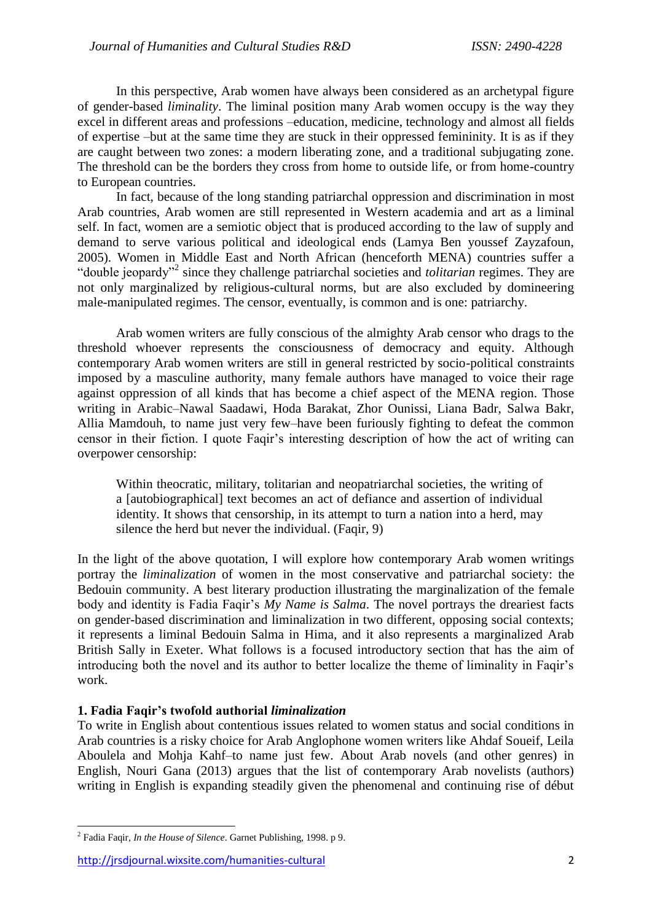In this perspective, Arab women have always been considered as an archetypal figure of gender-based *liminality*. The liminal position many Arab women occupy is the way they excel in different areas and professions –education, medicine, technology and almost all fields of expertise –but at the same time they are stuck in their oppressed femininity. It is as if they are caught between two zones: a modern liberating zone, and a traditional subjugating zone. The threshold can be the borders they cross from home to outside life, or from home-country to European countries.

In fact, because of the long standing patriarchal oppression and discrimination in most Arab countries, Arab women are still represented in Western academia and art as a liminal self. In fact, women are a semiotic object that is produced according to the law of supply and demand to serve various political and ideological ends (Lamya Ben youssef Zayzafoun, 2005). Women in Middle East and North African (henceforth MENA) countries suffer a "double jeopardy"[2] since they challenge patriarchal societies and *tolitarian* regimes. They are not only marginalized by religious-cultural norms, but are also excluded by domineering male-manipulated regimes. The censor, eventually, is common and is one: patriarchy.

Arab women writers are fully conscious of the almighty Arab censor who drags to the threshold whoever represents the consciousness of democracy and equity. Although contemporary Arab women writers are still in general restricted by socio-political constraints imposed by a masculine authority, many female authors have managed to voice their rage against oppression of all kinds that has become a chief aspect of the MENA region. Those writing in Arabic–Nawal Saadawi, Hoda Barakat, Zhor Ounissi, Liana Badr, Salwa Bakr, Allia Mamdouh, to name just very few–have been furiously fighting to defeat the common censor in their fiction. I quote Faqir's interesting description of how the act of writing can overpower censorship:

> Within theocratic, military, tolitarian and neopatriarchal societies, the writing of a [autobiographical] text becomes an act of defiance and assertion of individual identity. It shows that censorship, in its attempt to turn a nation into a herd, may silence the herd but never the individual. (Faqir, 9)

In the light of the above quotation, I will explore how contemporary Arab women writings portray the *liminalization* of women in the most conservative and patriarchal society: the Bedouin community. A best literary production illustrating the marginalization of the female body and identity is Fadia Faqir's *My Name is Salma*. The novel portrays the dreariest facts on gender-based discrimination and liminalization in two different, opposing social contexts; it represents a liminal Bedouin Salma in Hima, and it also represents a marginalized Arab British Sally in Exeter. What follows is a focused introductory section that has the aim of introducing both the novel and its author to better localize the theme of liminality in Faqir's work.

## 1. Fadia Faqir's twofold authorial *liminalization*

To write in English about contentious issues related to women status and social conditions in Arab countries is a risky choice for Arab Anglophone women writers like Ahdaf Soueif, Leila Aboulela and Mohja Kahf–to name just few. About Arab novels (and other genres) in English, Nouri Gana (2013) argues that the list of contemporary Arab novelists (authors) writing in English is expanding steadily given the phenomenal and continuing rise of début

---

[2] Fadia Faqir, *In the House of Silence*. Garnet Publishing, 1998. p 9.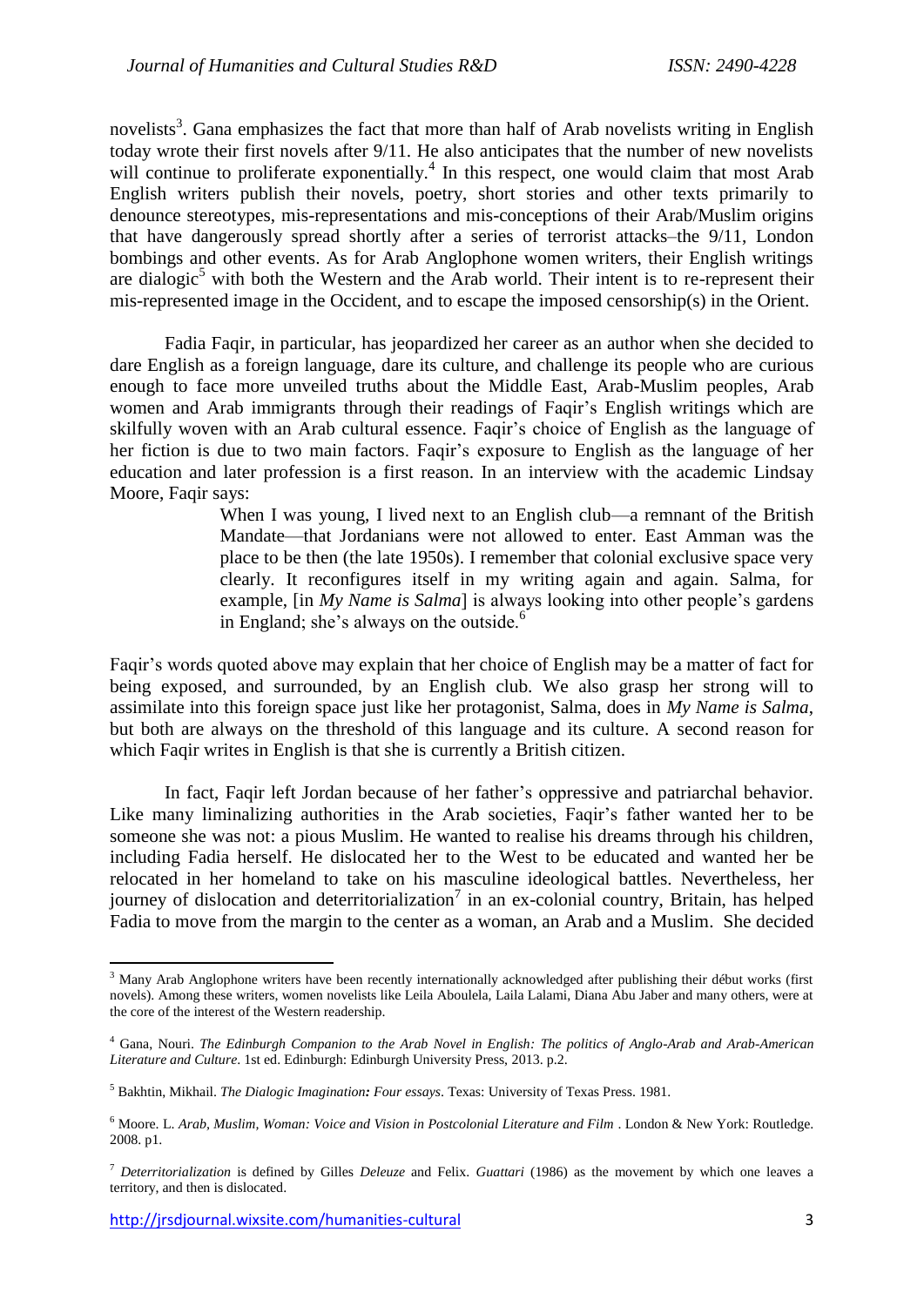novelists[3]. Gana emphasizes the fact that more than half of Arab novelists writing in English today wrote their first novels after 9/11. He also anticipates that the number of new novelists will continue to proliferate exponentially.[4] In this respect, one would claim that most Arab English writers publish their novels, poetry, short stories and other texts primarily to denounce stereotypes, mis-representations and mis-conceptions of their Arab/Muslim origins that have dangerously spread shortly after a series of terrorist attacks–the 9/11, London bombings and other events. As for Arab Anglophone women writers, their English writings are dialogic[5] with both the Western and the Arab world. Their intent is to re-represent their mis-represented image in the Occident, and to escape the imposed censorship(s) in the Orient.

Fadia Faqir, in particular, has jeopardized her career as an author when she decided to dare English as a foreign language, dare its culture, and challenge its people who are curious enough to face more unveiled truths about the Middle East, Arab-Muslim peoples, Arab women and Arab immigrants through their readings of Faqir's English writings which are skilfully woven with an Arab cultural essence. Faqir's choice of English as the language of her fiction is due to two main factors. Faqir's exposure to English as the language of her education and later profession is a first reason. In an interview with the academic Lindsay Moore, Faqir says:

> When I was young, I lived next to an English club—a remnant of the British Mandate—that Jordanians were not allowed to enter. East Amman was the place to be then (the late 1950s). I remember that colonial exclusive space very clearly. It reconfigures itself in my writing again and again. Salma, for example, [in *My Name is Salma*] is always looking into other people's gardens in England; she's always on the outside.[6]

Faqir's words quoted above may explain that her choice of English may be a matter of fact for being exposed, and surrounded, by an English club. We also grasp her strong will to assimilate into this foreign space just like her protagonist, Salma, does in *My Name is Salma*, but both are always on the threshold of this language and its culture. A second reason for which Faqir writes in English is that she is currently a British citizen.

In fact, Faqir left Jordan because of her father's oppressive and patriarchal behavior. Like many liminalizing authorities in the Arab societies, Faqir's father wanted her to be someone she was not: a pious Muslim. He wanted to realise his dreams through his children, including Fadia herself. He dislocated her to the West to be educated and wanted her be relocated in her homeland to take on his masculine ideological battles. Nevertheless, her journey of dislocation and deterritorialization[7] in an ex-colonial country, Britain, has helped Fadia to move from the margin to the center as a woman, an Arab and a Muslim. She decided

---

[3] Many Arab Anglophone writers have been recently internationally acknowledged after publishing their début works (first novels). Among these writers, women novelists like Leila Aboulela, Laila Lalami, Diana Abu Jaber and many others, were at the core of the interest of the Western readership.

[4] Gana, Nouri. *The Edinburgh Companion to the Arab Novel in English: The politics of Anglo-Arab and Arab-American Literature and Culture*. 1st ed. Edinburgh: Edinburgh University Press, 2013. p.2.

[5] Bakhtin, Mikhail. *The Dialogic Imagination: Four essays*. Texas: University of Texas Press. 1981.

[6] Moore. L. *Arab, Muslim, Woman: Voice and Vision in Postcolonial Literature and Film* . London & New York: Routledge. 2008. p1.

[7] *Deterritorialization* is defined by Gilles *Deleuze* and Felix. *Guattari* (1986) as the movement by which one leaves a territory, and then is dislocated.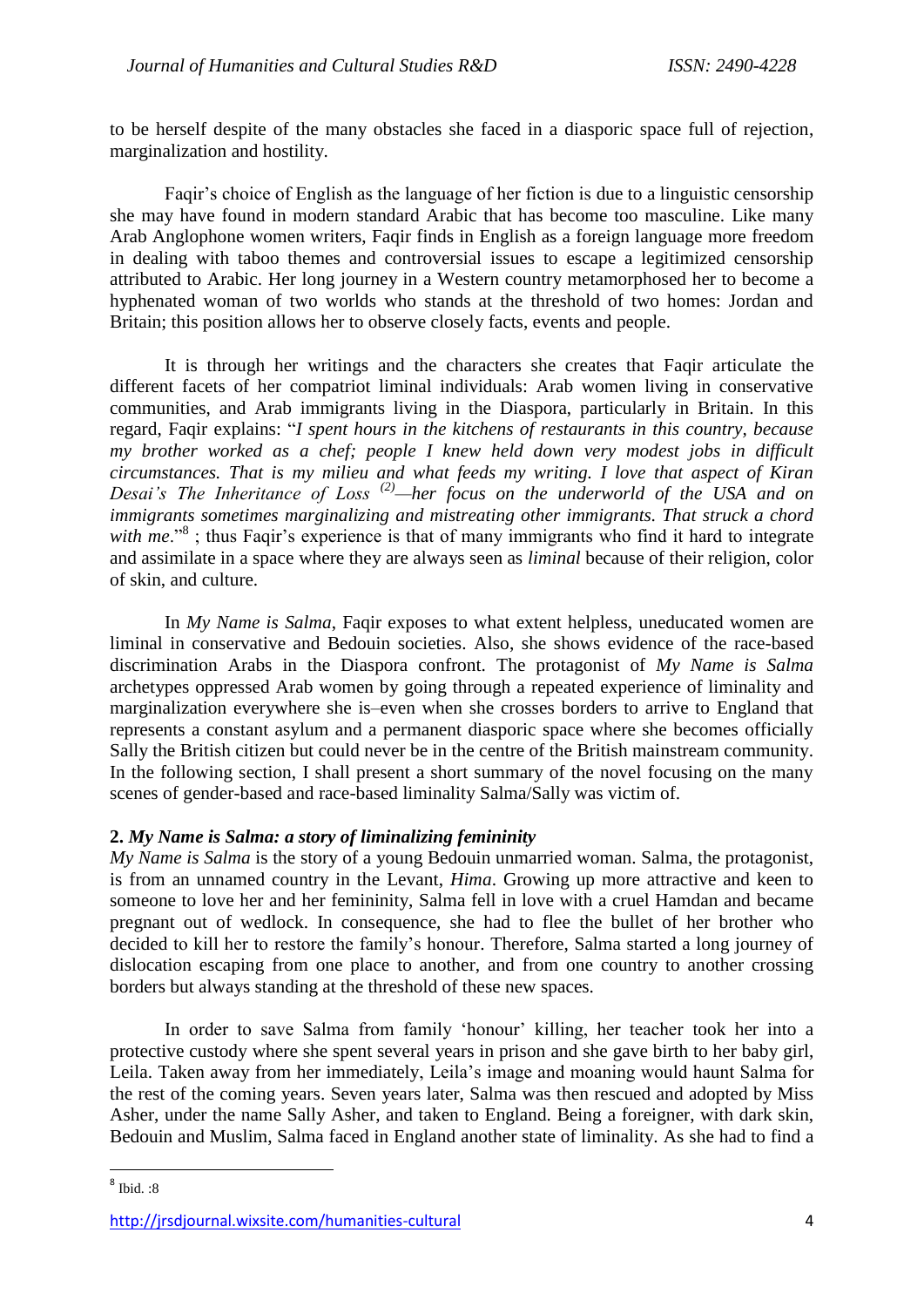to be herself despite of the many obstacles she faced in a diasporic space full of rejection, marginalization and hostility.

Faqir's choice of English as the language of her fiction is due to a linguistic censorship she may have found in modern standard Arabic that has become too masculine. Like many Arab Anglophone women writers, Faqir finds in English as a foreign language more freedom in dealing with taboo themes and controversial issues to escape a legitimized censorship attributed to Arabic. Her long journey in a Western country metamorphosed her to become a hyphenated woman of two worlds who stands at the threshold of two homes: Jordan and Britain; this position allows her to observe closely facts, events and people.

It is through her writings and the characters she creates that Faqir articulate the different facets of her compatriot liminal individuals: Arab women living in conservative communities, and Arab immigrants living in the Diaspora, particularly in Britain. In this regard, Faqir explains: "*I spent hours in the kitchens of restaurants in this country, because my brother worked as a chef; people I knew held down very modest jobs in difficult circumstances. That is my milieu and what feeds my writing. I love that aspect of Kiran Desai's The Inheritance of Loss* [(2)]*—her focus on the underworld of the USA and on immigrants sometimes marginalizing and mistreating other immigrants. That struck a chord with me*."[8] ; thus Faqir's experience is that of many immigrants who find it hard to integrate and assimilate in a space where they are always seen as *liminal* because of their religion, color of skin, and culture.

In *My Name is Salma*, Faqir exposes to what extent helpless, uneducated women are liminal in conservative and Bedouin societies. Also, she shows evidence of the race-based discrimination Arabs in the Diaspora confront. The protagonist of *My Name is Salma* archetypes oppressed Arab women by going through a repeated experience of liminality and marginalization everywhere she is–even when she crosses borders to arrive to England that represents a constant asylum and a permanent diasporic space where she becomes officially Sally the British citizen but could never be in the centre of the British mainstream community. In the following section, I shall present a short summary of the novel focusing on the many scenes of gender-based and race-based liminality Salma/Sally was victim of.

## 2. *My Name is Salma: a story of liminalizing femininity*

*My Name is Salma* is the story of a young Bedouin unmarried woman. Salma, the protagonist, is from an unnamed country in the Levant, *Hima*. Growing up more attractive and keen to someone to love her and her femininity, Salma fell in love with a cruel Hamdan and became pregnant out of wedlock. In consequence, she had to flee the bullet of her brother who decided to kill her to restore the family's honour. Therefore, Salma started a long journey of dislocation escaping from one place to another, and from one country to another crossing borders but always standing at the threshold of these new spaces.

In order to save Salma from family 'honour' killing, her teacher took her into a protective custody where she spent several years in prison and she gave birth to her baby girl, Leila. Taken away from her immediately, Leila's image and moaning would haunt Salma for the rest of the coming years. Seven years later, Salma was then rescued and adopted by Miss Asher, under the name Sally Asher, and taken to England. Being a foreigner, with dark skin, Bedouin and Muslim, Salma faced in England another state of liminality. As she had to find a

---

[8] Ibid. :8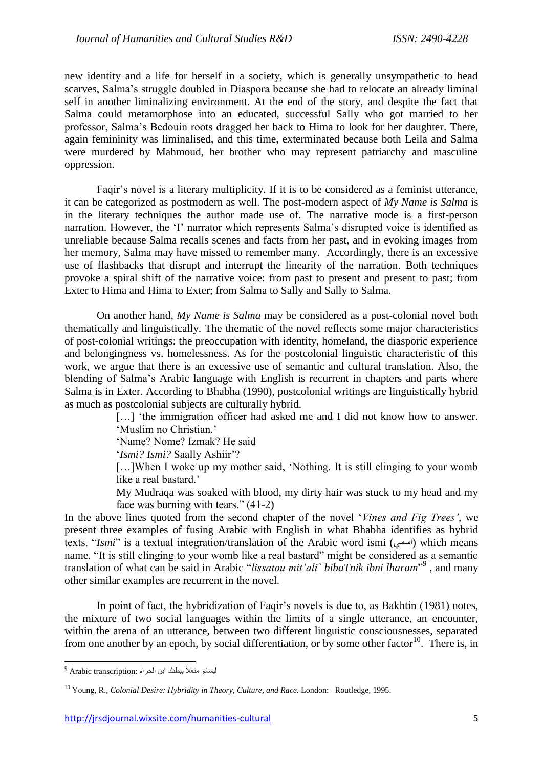new identity and a life for herself in a society, which is generally unsympathetic to head scarves, Salma's struggle doubled in Diaspora because she had to relocate an already liminal self in another liminalizing environment. At the end of the story, and despite the fact that Salma could metamorphose into an educated, successful Sally who got married to her professor, Salma's Bedouin roots dragged her back to Hima to look for her daughter. There, again femininity was liminalised, and this time, exterminated because both Leila and Salma were murdered by Mahmoud, her brother who may represent patriarchy and masculine oppression.

Faqir's novel is a literary multiplicity. If it is to be considered as a feminist utterance, it can be categorized as postmodern as well. The post-modern aspect of *My Name is Salma* is in the literary techniques the author made use of. The narrative mode is a first-person narration. However, the 'I' narrator which represents Salma's disrupted voice is identified as unreliable because Salma recalls scenes and facts from her past, and in evoking images from her memory, Salma may have missed to remember many. Accordingly, there is an excessive use of flashbacks that disrupt and interrupt the linearity of the narration. Both techniques provoke a spiral shift of the narrative voice: from past to present and present to past; from Exter to Hima and Hima to Exter; from Salma to Sally and Sally to Salma.

On another hand, *My Name is Salma* may be considered as a post-colonial novel both thematically and linguistically. The thematic of the novel reflects some major characteristics of post-colonial writings: the preoccupation with identity, homeland, the diasporic experience and belongingness vs. homelessness. As for the postcolonial linguistic characteristic of this work, we argue that there is an excessive use of semantic and cultural translation. Also, the blending of Salma's Arabic language with English is recurrent in chapters and parts where Salma is in Exter. According to Bhabha (1990), postcolonial writings are linguistically hybrid as much as postcolonial subjects are culturally hybrid.

> […] 'the immigration officer had asked me and I did not know how to answer. 'Muslim no Christian.'
>
> 'Name? Nome? Izmak? He said
>
> '*Ismi? Ismi?* Saally Ashiir'?
>
> […]When I woke up my mother said, 'Nothing. It is still clinging to your womb like a real bastard.'
>
> My Mudraqa was soaked with blood, my dirty hair was stuck to my head and my face was burning with tears." (41-2)

In the above lines quoted from the second chapter of the novel '*Vines and Fig Trees'*, we present three examples of fusing Arabic with English in what Bhabha identifies as hybrid texts. "*Ismi*" is a textual integration/translation of the Arabic word ismi (اسمي) which means name. "It is still clinging to your womb like a real bastard" might be considered as a semantic translation of what can be said in Arabic "*lissatou mit'ali` bibaTnik ibni lharam*"[9] , and many other similar examples are recurrent in the novel.

In point of fact, the hybridization of Faqir's novels is due to, as Bakhtin (1981) notes, the mixture of two social languages within the limits of a single utterance, an encounter, within the arena of an utterance, between two different linguistic consciousnesses, separated from one another by an epoch, by social differentiation, or by some other factor[10]. There is, in

---

[9] Arabic transcription: ليساتو متعلأ ببطنك ابن الحرام

[10] Young, R., *Colonial Desire: Hybridity in Theory, Culture, and Race*. London: Routledge, 1995.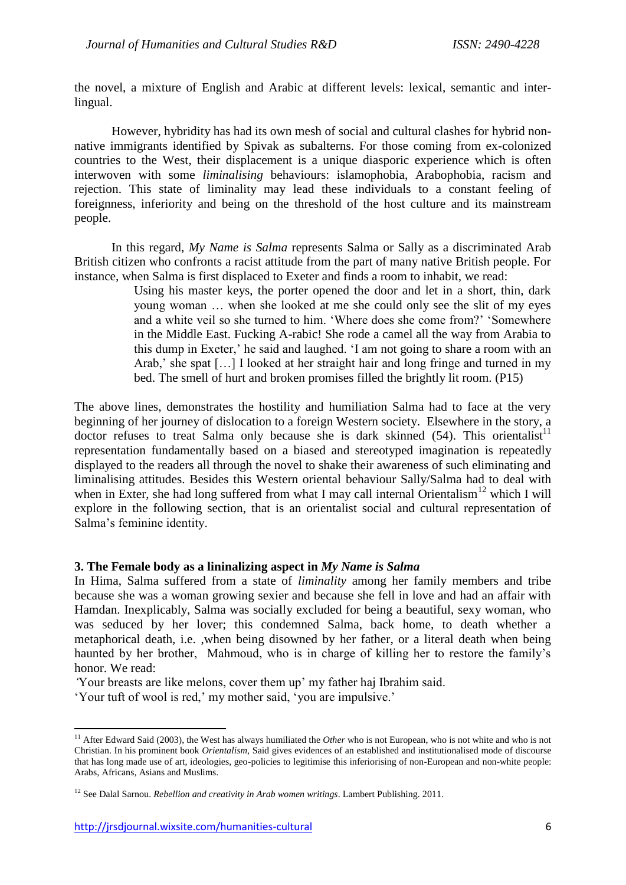the novel, a mixture of English and Arabic at different levels: lexical, semantic and inter-lingual.

However, hybridity has had its own mesh of social and cultural clashes for hybrid non-native immigrants identified by Spivak as subalterns. For those coming from ex-colonized countries to the West, their displacement is a unique diasporic experience which is often interwoven with some *liminalising* behaviours: islamophobia, Arabophobia, racism and rejection. This state of liminality may lead these individuals to a constant feeling of foreignness, inferiority and being on the threshold of the host culture and its mainstream people.

In this regard, *My Name is Salma* represents Salma or Sally as a discriminated Arab British citizen who confronts a racist attitude from the part of many native British people. For instance, when Salma is first displaced to Exeter and finds a room to inhabit, we read:

> Using his master keys, the porter opened the door and let in a short, thin, dark young woman … when she looked at me she could only see the slit of my eyes and a white veil so she turned to him. 'Where does she come from?' 'Somewhere in the Middle East. Fucking A-rabic! She rode a camel all the way from Arabia to this dump in Exeter,' he said and laughed. 'I am not going to share a room with an Arab,' she spat […] I looked at her straight hair and long fringe and turned in my bed. The smell of hurt and broken promises filled the brightly lit room. (P15)

The above lines, demonstrates the hostility and humiliation Salma had to face at the very beginning of her journey of dislocation to a foreign Western society. Elsewhere in the story, a doctor refuses to treat Salma only because she is dark skinned (54). This orientalist[11] representation fundamentally based on a biased and stereotyped imagination is repeatedly displayed to the readers all through the novel to shake their awareness of such eliminating and liminalising attitudes. Besides this Western oriental behaviour Sally/Salma had to deal with when in Exter, she had long suffered from what I may call internal Orientalism[12] which I will explore in the following section, that is an orientalist social and cultural representation of Salma's feminine identity.

### 3. The Female body as a lininalizing aspect in *My Name is Salma*

In Hima, Salma suffered from a state of *liminality* among her family members and tribe because she was a woman growing sexier and because she fell in love and had an affair with Hamdan. Inexplicably, Salma was socially excluded for being a beautiful, sexy woman, who was seduced by her lover; this condemned Salma, back home, to death whether a metaphorical death, i.e. ,when being disowned by her father, or a literal death when being haunted by her brother, Mahmoud, who is in charge of killing her to restore the family's honor. We read:

'Your breasts are like melons, cover them up' my father haj Ibrahim said.

'Your tuft of wool is red,' my mother said, 'you are impulsive.'

---

[11] After Edward Said (2003), the West has always humiliated the *Other* who is not European, who is not white and who is not Christian. In his prominent book *Orientalism*, Said gives evidences of an established and institutionalised mode of discourse that has long made use of art, ideologies, geo-policies to legitimise this inferiorising of non-European and non-white people: Arabs, Africans, Asians and Muslims.

[12] See Dalal Sarnou. *Rebellion and creativity in Arab women writings*. Lambert Publishing. 2011.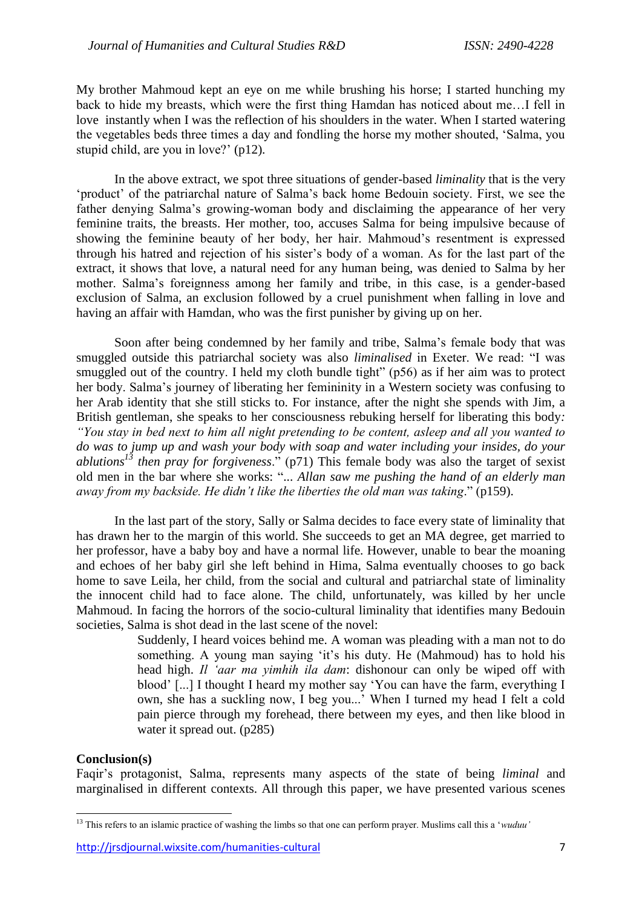My brother Mahmoud kept an eye on me while brushing his horse; I started hunching my back to hide my breasts, which were the first thing Hamdan has noticed about me…I fell in love instantly when I was the reflection of his shoulders in the water. When I started watering the vegetables beds three times a day and fondling the horse my mother shouted, 'Salma, you stupid child, are you in love?' (p12).

In the above extract, we spot three situations of gender-based *liminality* that is the very 'product' of the patriarchal nature of Salma's back home Bedouin society. First, we see the father denying Salma's growing-woman body and disclaiming the appearance of her very feminine traits, the breasts. Her mother, too, accuses Salma for being impulsive because of showing the feminine beauty of her body, her hair. Mahmoud's resentment is expressed through his hatred and rejection of his sister's body of a woman. As for the last part of the extract, it shows that love, a natural need for any human being, was denied to Salma by her mother. Salma's foreignness among her family and tribe, in this case, is a gender-based exclusion of Salma, an exclusion followed by a cruel punishment when falling in love and having an affair with Hamdan, who was the first punisher by giving up on her.

Soon after being condemned by her family and tribe, Salma's female body that was smuggled outside this patriarchal society was also *liminalised* in Exeter. We read: "I was smuggled out of the country. I held my cloth bundle tight" (p56) as if her aim was to protect her body. Salma's journey of liberating her femininity in a Western society was confusing to her Arab identity that she still sticks to. For instance, after the night she spends with Jim, a British gentleman, she speaks to her consciousness rebuking herself for liberating this body*: "You stay in bed next to him all night pretending to be content, asleep and all you wanted to do was to jump up and wash your body with soap and water including your insides, do your ablutions*[13] *then pray for forgiveness*." (p71) This female body was also the target of sexist old men in the bar where she works: "*... Allan saw me pushing the hand of an elderly man away from my backside. He didn't like the liberties the old man was taking*." (p159).

In the last part of the story, Sally or Salma decides to face every state of liminality that has drawn her to the margin of this world. She succeeds to get an MA degree, get married to her professor, have a baby boy and have a normal life. However, unable to bear the moaning and echoes of her baby girl she left behind in Hima, Salma eventually chooses to go back home to save Leila, her child, from the social and cultural and patriarchal state of liminality the innocent child had to face alone. The child, unfortunately, was killed by her uncle Mahmoud. In facing the horrors of the socio-cultural liminality that identifies many Bedouin societies, Salma is shot dead in the last scene of the novel:

> Suddenly, I heard voices behind me. A woman was pleading with a man not to do something. A young man saying 'it's his duty. He (Mahmoud) has to hold his head high. *Il 'aar ma yimhih ila dam*: dishonour can only be wiped off with blood' [...] I thought I heard my mother say 'You can have the farm, everything I own, she has a suckling now, I beg you...' When I turned my head I felt a cold pain pierce through my forehead, there between my eyes, and then like blood in water it spread out. (p285)

**Conclusion(s)**

Faqir's protagonist, Salma, represents many aspects of the state of being *liminal* and marginalised in different contexts. All through this paper, we have presented various scenes

[13] This refers to an islamic practice of washing the limbs so that one can perform prayer. Muslims call this a '*wuduu'*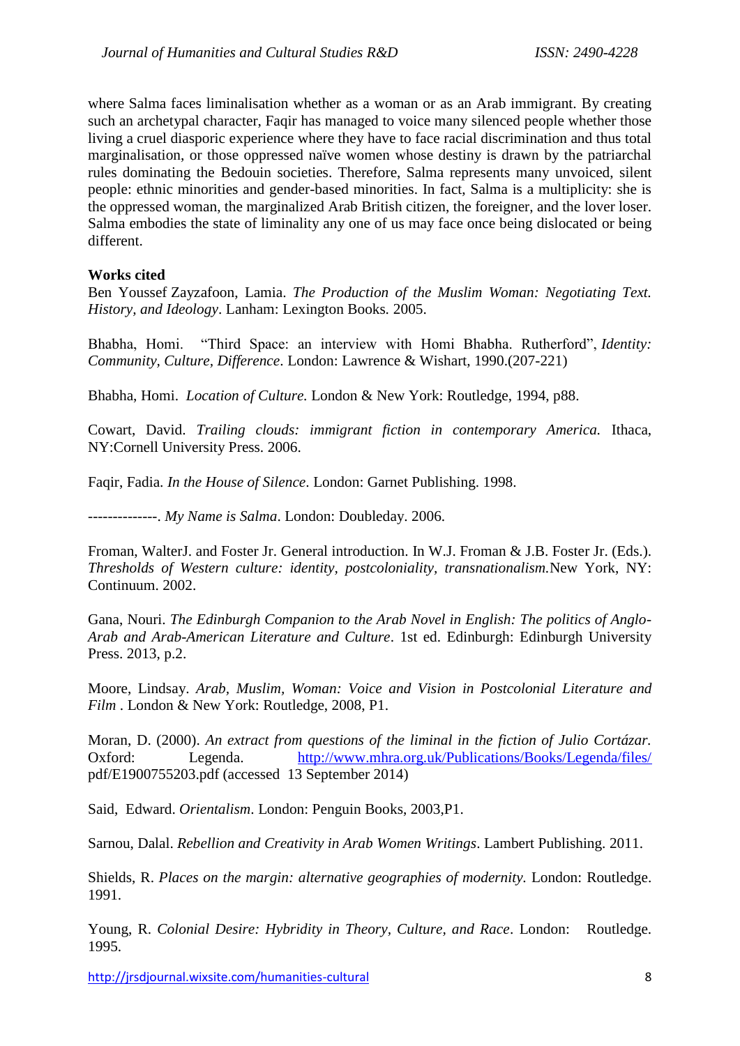where Salma faces liminalisation whether as a woman or as an Arab immigrant. By creating such an archetypal character, Faqir has managed to voice many silenced people whether those living a cruel diasporic experience where they have to face racial discrimination and thus total marginalisation, or those oppressed naïve women whose destiny is drawn by the patriarchal rules dominating the Bedouin societies. Therefore, Salma represents many unvoiced, silent people: ethnic minorities and gender-based minorities. In fact, Salma is a multiplicity: she is the oppressed woman, the marginalized Arab British citizen, the foreigner, and the lover loser. Salma embodies the state of liminality any one of us may face once being dislocated or being different.

**Works cited**

Ben Youssef Zayzafoon, Lamia. *The Production of the Muslim Woman: Negotiating Text. History, and Ideology*. Lanham: Lexington Books. 2005.

Bhabha, Homi. "Third Space: an interview with Homi Bhabha. Rutherford", *Identity: Community, Culture, Difference*. London: Lawrence & Wishart, 1990.(207-221)

Bhabha, Homi. *Location of Culture.* London & New York: Routledge, 1994, p88.

Cowart, David. *Trailing clouds: immigrant fiction in contemporary America.* Ithaca, NY:Cornell University Press. 2006.

Faqir, Fadia. *In the House of Silence*. London: Garnet Publishing. 1998.

--------------. *My Name is Salma*. London: Doubleday. 2006.

Froman, WalterJ. and Foster Jr. General introduction. In W.J. Froman & J.B. Foster Jr. (Eds.). *Thresholds of Western culture: identity, postcoloniality, transnationalism.*New York, NY: Continuum. 2002.

Gana, Nouri. *The Edinburgh Companion to the Arab Novel in English: The politics of Anglo-Arab and Arab-American Literature and Culture*. 1st ed. Edinburgh: Edinburgh University Press. 2013, p.2.

Moore, Lindsay. *Arab, Muslim, Woman: Voice and Vision in Postcolonial Literature and Film* . London & New York: Routledge, 2008, P1.

Moran, D. (2000). *An extract from questions of the liminal in the fiction of Julio Cortázar.* Oxford: Legenda. http://www.mhra.org.uk/Publications/Books/Legenda/files/pdf/E1900755203.pdf (accessed 13 September 2014)

Said, Edward. *Orientalism*. London: Penguin Books, 2003,P1.

Sarnou, Dalal. *Rebellion and Creativity in Arab Women Writings*. Lambert Publishing. 2011.

Shields, R. *Places on the margin: alternative geographies of modernity.* London: Routledge. 1991.

Young, R. *Colonial Desire: Hybridity in Theory, Culture, and Race*. London: Routledge. 1995.